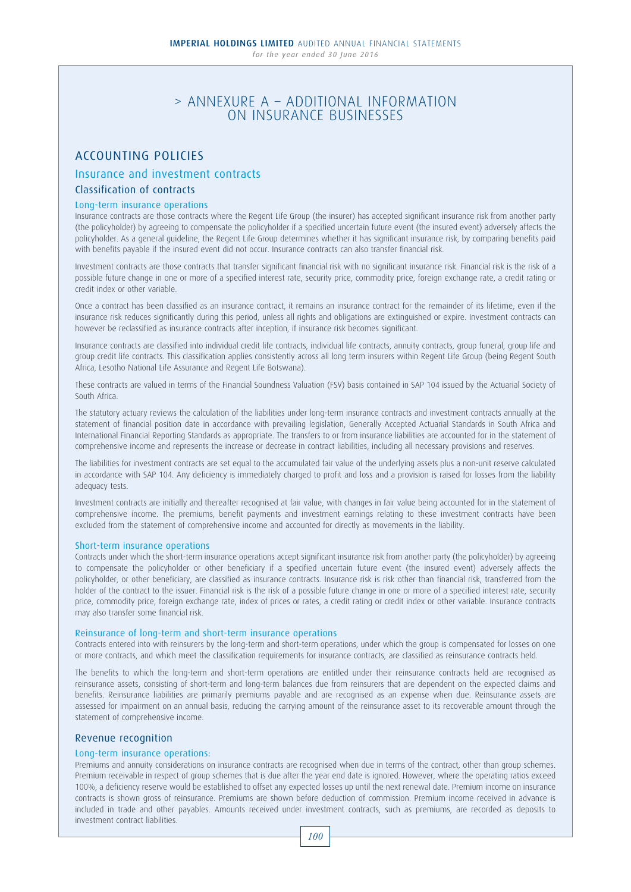# > ANNEXURE A – ADDITIONAL INFORMATION ON INSURANCE BUSINESSES

## ACCOUNTING POLICIES

### Insurance and investment contracts

### Classification of contracts

#### Long-term insurance operations

Insurance contracts are those contracts where the Regent Life Group (the insurer) has accepted significant insurance risk from another party (the policyholder) by agreeing to compensate the policyholder if a specified uncertain future event (the insured event) adversely affects the policyholder. As a general guideline, the Regent Life Group determines whether it has significant insurance risk, by comparing benefits paid with benefits payable if the insured event did not occur. Insurance contracts can also transfer financial risk.

Investment contracts are those contracts that transfer significant financial risk with no significant insurance risk. Financial risk is the risk of a possible future change in one or more of a specified interest rate, security price, commodity price, foreign exchange rate, a credit rating or credit index or other variable.

Once a contract has been classified as an insurance contract, it remains an insurance contract for the remainder of its lifetime, even if the insurance risk reduces significantly during this period, unless all rights and obligations are extinguished or expire. Investment contracts can however be reclassified as insurance contracts after inception, if insurance risk becomes significant.

Insurance contracts are classified into individual credit life contracts, individual life contracts, annuity contracts, group funeral, group life and group credit life contracts. This classification applies consistently across all long term insurers within Regent Life Group (being Regent South Africa, Lesotho National Life Assurance and Regent Life Botswana).

These contracts are valued in terms of the Financial Soundness Valuation (FSV) basis contained in SAP 104 issued by the Actuarial Society of South Africa.

The statutory actuary reviews the calculation of the liabilities under long-term insurance contracts and investment contracts annually at the statement of financial position date in accordance with prevailing legislation, Generally Accepted Actuarial Standards in South Africa and International Financial Reporting Standards as appropriate. The transfers to or from insurance liabilities are accounted for in the statement of comprehensive income and represents the increase or decrease in contract liabilities, including all necessary provisions and reserves.

The liabilities for investment contracts are set equal to the accumulated fair value of the underlying assets plus a non-unit reserve calculated in accordance with SAP 104. Any deficiency is immediately charged to profit and loss and a provision is raised for losses from the liability adequacy tests.

Investment contracts are initially and thereafter recognised at fair value, with changes in fair value being accounted for in the statement of comprehensive income. The premiums, benefit payments and investment earnings relating to these investment contracts have been excluded from the statement of comprehensive income and accounted for directly as movements in the liability.

#### Short-term insurance operations

Contracts under which the short-term insurance operations accept significant insurance risk from another party (the policyholder) by agreeing to compensate the policyholder or other beneficiary if a specified uncertain future event (the insured event) adversely affects the policyholder, or other beneficiary, are classified as insurance contracts. Insurance risk is risk other than financial risk, transferred from the holder of the contract to the issuer. Financial risk is the risk of a possible future change in one or more of a specified interest rate, security price, commodity price, foreign exchange rate, index of prices or rates, a credit rating or credit index or other variable. Insurance contracts may also transfer some financial risk.

#### Reinsurance of long-term and short-term insurance operations

Contracts entered into with reinsurers by the long-term and short-term operations, under which the group is compensated for losses on one or more contracts, and which meet the classification requirements for insurance contracts, are classified as reinsurance contracts held.

The benefits to which the long-term and short-term operations are entitled under their reinsurance contracts held are recognised as reinsurance assets, consisting of short-term and long-term balances due from reinsurers that are dependent on the expected claims and benefits. Reinsurance liabilities are primarily premiums payable and are recognised as an expense when due. Reinsurance assets are assessed for impairment on an annual basis, reducing the carrying amount of the reinsurance asset to its recoverable amount through the statement of comprehensive income.

### Revenue recognition

#### Long-term insurance operations:

Premiums and annuity considerations on insurance contracts are recognised when due in terms of the contract, other than group schemes. Premium receivable in respect of group schemes that is due after the year end date is ignored. However, where the operating ratios exceed 100%, a deficiency reserve would be established to offset any expected losses up until the next renewal date. Premium income on insurance contracts is shown gross of reinsurance. Premiums are shown before deduction of commission. Premium income received in advance is included in trade and other payables. Amounts received under investment contracts, such as premiums, are recorded as deposits to investment contract liabilities.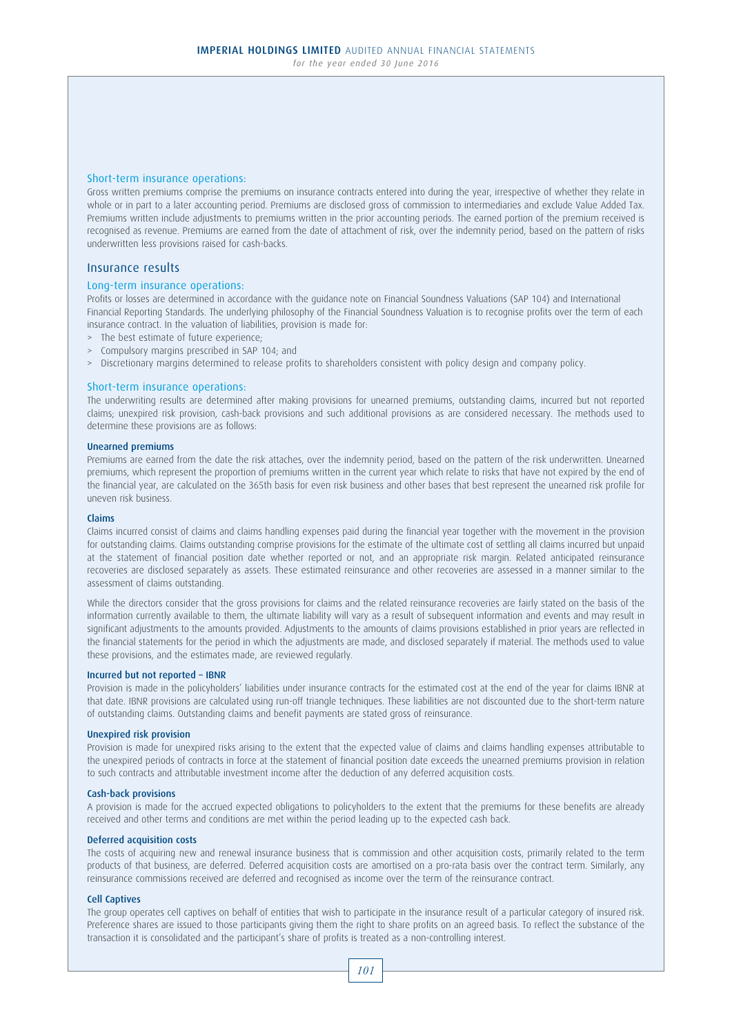### Short-term insurance operations:

Gross written premiums comprise the premiums on insurance contracts entered into during the year, irrespective of whether they relate in whole or in part to a later accounting period. Premiums are disclosed gross of commission to intermediaries and exclude Value Added Tax. Premiums written include adjustments to premiums written in the prior accounting periods. The earned portion of the premium received is recognised as revenue. Premiums are earned from the date of attachment of risk, over the indemnity period, based on the pattern of risks underwritten less provisions raised for cash-backs.

## Insurance results

### Long-term insurance operations:

Profits or losses are determined in accordance with the guidance note on Financial Soundness Valuations (SAP 104) and International Financial Reporting Standards. The underlying philosophy of the Financial Soundness Valuation is to recognise profits over the term of each insurance contract. In the valuation of liabilities, provision is made for:

- The best estimate of future experience;
- Compulsory margins prescribed in SAP 104; and
- Discretionary margins determined to release profits to shareholders consistent with policy design and company policy.

### Short-term insurance operations:

The underwriting results are determined after making provisions for unearned premiums, outstanding claims, incurred but not reported claims; unexpired risk provision, cash-back provisions and such additional provisions as are considered necessary. The methods used to determine these provisions are as follows:

#### Unearned premiums

Premiums are earned from the date the risk attaches, over the indemnity period, based on the pattern of the risk underwritten. Unearned premiums, which represent the proportion of premiums written in the current year which relate to risks that have not expired by the end of the financial year, are calculated on the 365th basis for even risk business and other bases that best represent the unearned risk profile for uneven risk business.

#### Claims

Claims incurred consist of claims and claims handling expenses paid during the financial year together with the movement in the provision for outstanding claims. Claims outstanding comprise provisions for the estimate of the ultimate cost of settling all claims incurred but unpaid at the statement of financial position date whether reported or not, and an appropriate risk margin. Related anticipated reinsurance recoveries are disclosed separately as assets. These estimated reinsurance and other recoveries are assessed in a manner similar to the assessment of claims outstanding.

While the directors consider that the gross provisions for claims and the related reinsurance recoveries are fairly stated on the basis of the information currently available to them, the ultimate liability will vary as a result of subsequent information and events and may result in significant adjustments to the amounts provided. Adjustments to the amounts of claims provisions established in prior years are reflected in the financial statements for the period in which the adjustments are made, and disclosed separately if material. The methods used to value these provisions, and the estimates made, are reviewed regularly.

#### Incurred but not reported – IBNR

Provision is made in the policyholders' liabilities under insurance contracts for the estimated cost at the end of the year for claims IBNR at that date. IBNR provisions are calculated using run-off triangle techniques. These liabilities are not discounted due to the short-term nature of outstanding claims. Outstanding claims and benefit payments are stated gross of reinsurance.

#### Unexpired risk provision

Provision is made for unexpired risks arising to the extent that the expected value of claims and claims handling expenses attributable to the unexpired periods of contracts in force at the statement of financial position date exceeds the unearned premiums provision in relation to such contracts and attributable investment income after the deduction of any deferred acquisition costs.

#### Cash-back provisions

A provision is made for the accrued expected obligations to policyholders to the extent that the premiums for these benefits are already received and other terms and conditions are met within the period leading up to the expected cash back.

#### Deferred acquisition costs

The costs of acquiring new and renewal insurance business that is commission and other acquisition costs, primarily related to the term products of that business, are deferred. Deferred acquisition costs are amortised on a pro-rata basis over the contract term. Similarly, any reinsurance commissions received are deferred and recognised as income over the term of the reinsurance contract.

#### Cell Captives

The group operates cell captives on behalf of entities that wish to participate in the insurance result of a particular category of insured risk. Preference shares are issued to those participants giving them the right to share profits on an agreed basis. To reflect the substance of the transaction it is consolidated and the participant's share of profits is treated as a non-controlling interest.